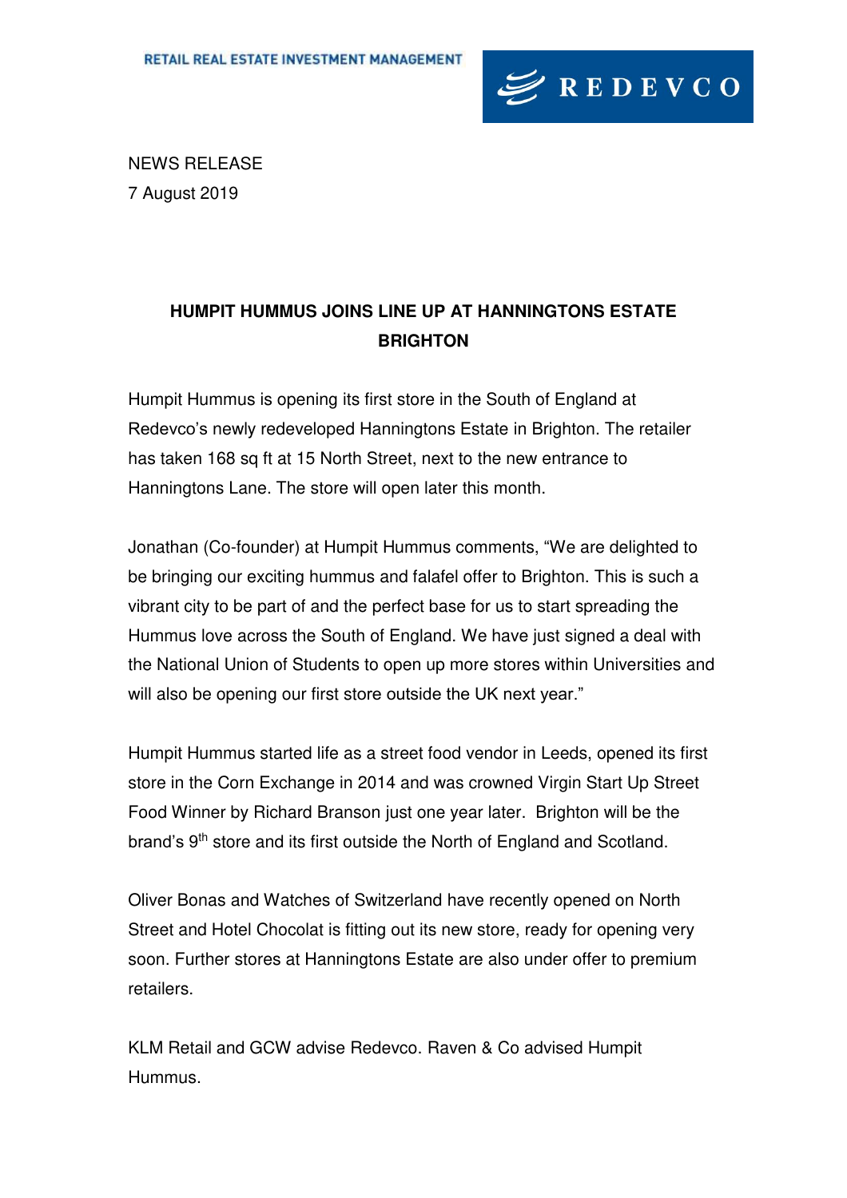RETAIL REAL ESTATE INVESTMENT MANAGEMENT

REDEVCO

NEWS RELEASE
7 August 2019

# HUMPIT HUMMUS JOINS LINE UP AT HANNINGTONS ESTATE BRIGHTON

Humpit Hummus is opening its first store in the South of England at Redevco's newly redeveloped Hanningtons Estate in Brighton. The retailer has taken 168 sq ft at 15 North Street, next to the new entrance to Hanningtons Lane. The store will open later this month.

Jonathan (Co-founder) at Humpit Hummus comments, "We are delighted to be bringing our exciting hummus and falafel offer to Brighton. This is such a vibrant city to be part of and the perfect base for us to start spreading the Hummus love across the South of England. We have just signed a deal with the National Union of Students to open up more stores within Universities and will also be opening our first store outside the UK next year."

Humpit Hummus started life as a street food vendor in Leeds, opened its first store in the Corn Exchange in 2014 and was crowned Virgin Start Up Street Food Winner by Richard Branson just one year later. Brighton will be the brand's 9th store and its first outside the North of England and Scotland.

Oliver Bonas and Watches of Switzerland have recently opened on North Street and Hotel Chocolat is fitting out its new store, ready for opening very soon. Further stores at Hanningtons Estate are also under offer to premium retailers.

KLM Retail and GCW advise Redevco. Raven & Co advised Humpit Hummus.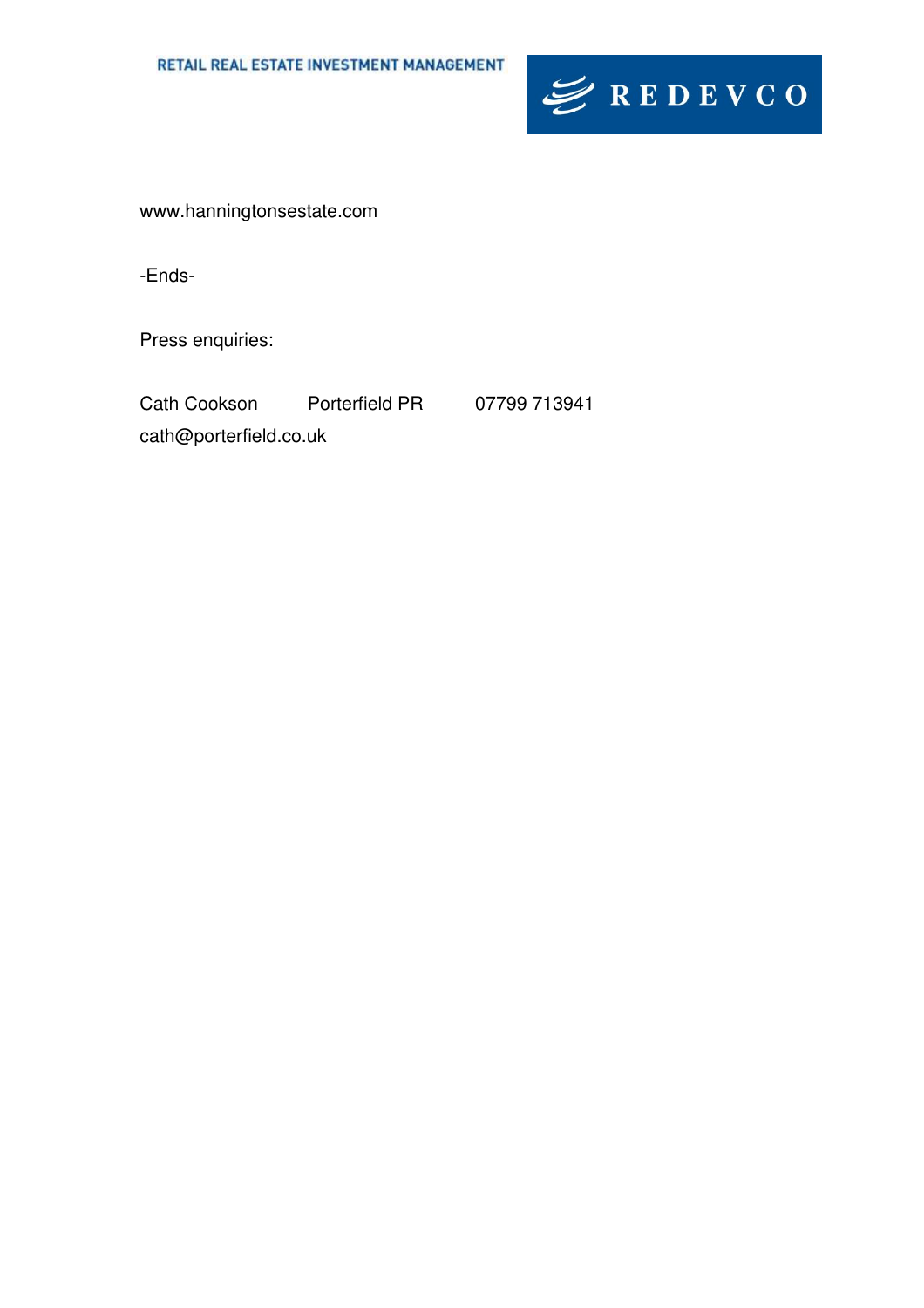www.hanningtonsestate.com

-Ends-

Press enquiries:

Cath Cookson     Porterfield PR     07799 713941
cath@porterfield.co.uk